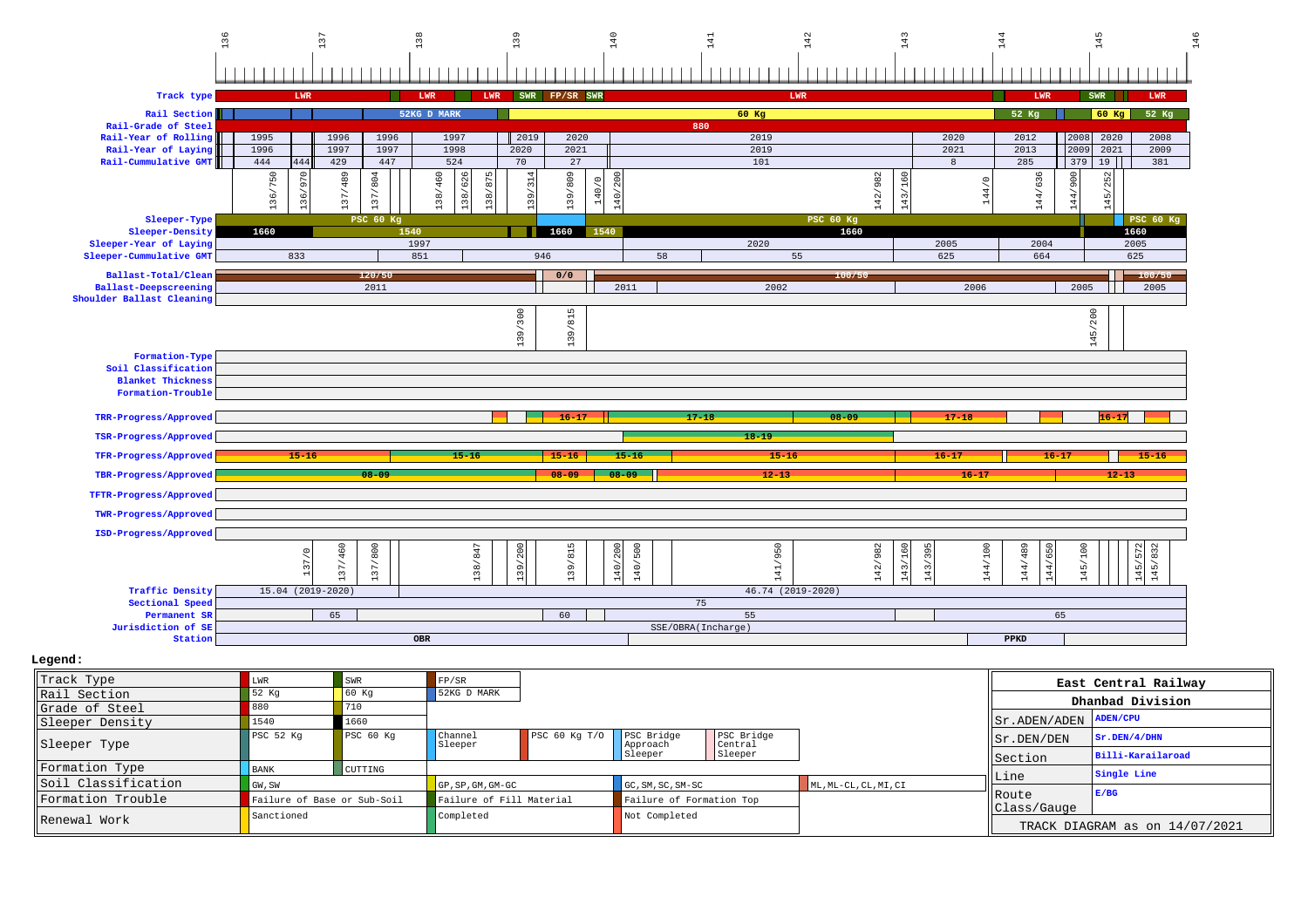| | 136 | 137 | 138 | 139 | 140 | 141 | 142 | 143 | 144 | 145 | 146 |
|---|---|---|---|---|---|---|---|---|---|---|---|

**Track type**: LWR | LWR | LWR | SWR | FP/SR | SWR | LWR | LWR | SWR | LWR

**Rail Section**: 52KG D MARK | 60 Kg | 52 Kg | 60 Kg | 52 Kg

**Rail-Grade of Steel**: 880

| Rail-Year of Rolling | 1995 | 1996 | 1996 | 1997 | 2019 | 2020 | 2019 | 2020 | 2012 | 2008 | 2020 | 2008 |
|---|---|---|---|---|---|---|---|---|---|---|---|---|
| Rail-Year of Laying | 1996 | 1997 | 1997 | 1998 | 2020 | 2021 | 2019 | 2021 | 2013 | 2009 | 2021 | 2009 |
| Rail-Cummulative GMT | 444 / 444 | 429 | 447 | 524 | 70 | 27 | 101 | 8 | 285 | 379 | 19 | 381 |

Kilometrage markers: 136/750, 136/970, 137/489, 137/804, 138/460, 138/626, 138/875, 139/314, 139/809, 140/0, 140/200, 142/982, 143/160, 144/0, 144/636, 144/900, 145/252

**Sleeper-Type**: PSC 60 Kg | PSC 60 Kg | PSC 60 Kg

**Sleeper-Density**: 1660 | 1540 | 1660 | 1540 | 1660 | 1660

| Sleeper-Year of Laying | 1997 | 2020 | 2005 | 2004 | 2005 |
|---|---|---|---|---|---|
| Sleeper-Cummulative GMT | 833 | 851 | 946 | 58 | 55 | 625 | 664 | 625 |

**Ballast-Total/Clean**: 120/50 | 0/0 | 100/50 | 100/50

**Ballast-Deepscreening**: 2011 | 2011 | 2002 | 2006 | 2005 | 2005

**Shoulder Ballast Cleaning**

Kilometrage markers: 139/300, 139/815, 145/200

**Formation-Type**

**Soil Classification**

**Blanket Thickness**

**Formation-Trouble**

**TRR-Progress/Approved**: 16-17 | 17-18 | 08-09 | 17-18 | 16-17

**TSR-Progress/Approved**: 18-19

**TFR-Progress/Approved**: 15-16 | 15-16 | 15-16 | 15-16 | 15-16 | 16-17 | 16-17 | 15-16

**TBR-Progress/Approved**: 08-09 | 08-09 | 08-09 | 12-13 | 16-17 | 12-13

**TFTR-Progress/Approved**

**TWR-Progress/Approved**

**ISD-Progress/Approved**

Kilometrage markers: 137/0, 137/460, 137/800, 138/847, 139/200, 139/815, 140/200, 140/500, 141/950, 142/982, 143/160, 143/395, 144/100, 144/489, 144/650, 145/100, 145/572, 145/832

**Traffic Density**: 15.04 (2019-2020) | 46.74 (2019-2020)

**Sectional Speed**: 75

**Permanent SR**: 65 | 60 | 55 | 65

**Jurisdiction of SE**: SSE/OBRA(Incharge)

**Station**: OBR | PPKD

## Legend:

| | | | |
|---|---|---|---|
| Track Type | LWR | SWR | FP/SR |
| Rail Section | 52 Kg | 60 Kg | 52KG D MARK |
| Grade of Steel | 880 | 710 | |
| Sleeper Density | 1540 | 1660 | |
| Sleeper Type | PSC 52 Kg | PSC 60 Kg | Channel Sleeper / PSC 60 Kg T/O / PSC Bridge Approach Sleeper / PSC Bridge Central Sleeper |
| Formation Type | BANK | CUTTING | |
| Soil Classification | GW, SW | GP, SP, GM, GM-GC | GC, SM, SC, SM-SC / ML, ML-CL, CL, MI, CI |
| Formation Trouble | Failure of Base or Sub-Soil | Failure of Fill Material | Failure of Formation Top |
| Renewal Work | Sanctioned | Completed | Not Completed |

| East Central Railway | |
|---|---|
| Dhanbad Division | |
| Sr.ADEN/ADEN | ADEN/CPU |
| Sr.DEN/DEN | Sr.DEN/4/DHN |
| Section | Billi-Karailaroad |
| Line | Single Line |
| Route Class/Gauge | E/BG |
| TRACK DIAGRAM as on 14/07/2021 | |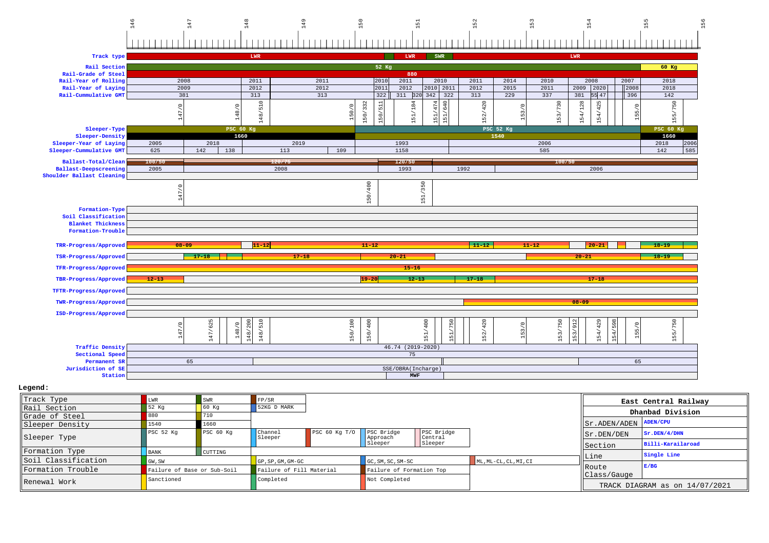146 147 148 149 150 151 152 153 154 155 156

| Row | Values |
|---|---|
| Track type | LWR, LWR, SWR, LWR |
| Rail Section | 52 Kg, 60 Kg |
| Rail-Grade of Steel | 880 |
| Rail-Year of Rolling | 2008, 2011, 2011, 2010, 2011, 2010, 2011, 2011, 2014, 2010, 2008, 2007, 2018 |
| Rail-Year of Laying | 2009, 2012, 2012, 2011, 2012, 2010, 2011, 2012, 2015, 2011, 2009, 2020, 2008, 2018 |
| Rail-Cummulative GMT | 381, 313, 313, 322, 311, 320, 342, 322, 313, 229, 337, 381, 55, 47, 396, 142 |
| Chainages | 147/0, 148/0, 148/510, 150/0, 150/332, 150/511, 151/184, 151/474, 151/640, 152/420, 153/0, 153/730, 154/128, 154/425, 155/0, 155/750 |
| Sleeper-Type | PSC 60 Kg, PSC 52 Kg, PSC 60 Kg |
| Sleeper-Density | 1660, 1540, 1660 |
| Sleeper-Year of Laying | 2005, 2018, 2019, 1993, 2006, 2018, 2006 |
| Sleeper-Cummulative GMT | 625, 142, 138, 113, 109, 1158, 585, 142, 585 |
| Ballast-Total/Clean | 100/50, 120/76, 120/50, 100/50 |
| Ballast-Deepscreening | 2005, 2008, 1993, 1992, 2006 |
| Shoulder Ballast Cleaning | |
| Chainages | 147/0, 150/400, 151/350 |
| Formation-Type | |
| Soil Classification | |
| Blanket Thickness | |
| Formation-Trouble | |
| TRR-Progress/Approved | 08-09, 11-12, 11-12, 11-12, 11-12, 20-21, 18-19 |
| TSR-Progress/Approved | 17-18, 17-18, 20-21, 20-21, 18-19 |
| TFR-Progress/Approved | 15-16 |
| TBR-Progress/Approved | 12-13, 19-20, 12-13, 17-18, 17-18 |
| TFTR-Progress/Approved | |
| TWR-Progress/Approved | 08-09 |
| ISD-Progress/Approved | |
| Chainages | 147/0, 147/625, 148/0, 148/200, 148/510, 150/100, 150/400, 151/400, 151/750, 152/420, 153/0, 153/750, 153/912, 154/429, 154/598, 155/0, 155/750 |
| Traffic Density | 46.74 (2019-2020) |
| Sectional Speed | 75 |
| Permanent SR | 65, 65 |
| Jurisdiction of SE | SSE/OBRA(Incharge) |
| Station | MWF |

**Legend:**

| | | | | | |
|---|---|---|---|---|---|
| Track Type | LWR | SWR | FP/SR | | |
| Rail Section | 52 Kg | 60 Kg | 52KG D MARK | | |
| Grade of Steel | 880 | 710 | | | |
| Sleeper Density | 1540 | 1660 | | | |
| Sleeper Type | PSC 52 Kg | PSC 60 Kg | Channel Sleeper | PSC 60 Kg T/O | PSC Bridge Approach Sleeper | PSC Bridge Central Sleeper |
| Formation Type | BANK | CUTTING | | | |
| Soil Classification | GW, SW | GP, SP, GM, GM-GC | GC, SM, SC, SM-SC | ML, ML-CL, CL, MI, CI | |
| Formation Trouble | Failure of Base or Sub-Soil | Failure of Fill Material | Failure of Formation Top | | |
| Renewal Work | Sanctioned | Completed | Not Completed | | |

| East Central Railway | |
|---|---|
| Dhanbad Division | |
| Sr.ADEN/ADEN | ADEN/CPU |
| Sr.DEN/DEN | Sr.DEN/4/DHN |
| Section | Billi-Karailaroad |
| Line | Single Line |
| Route Class/Gauge | E/BG |
| TRACK DIAGRAM as on 14/07/2021 | |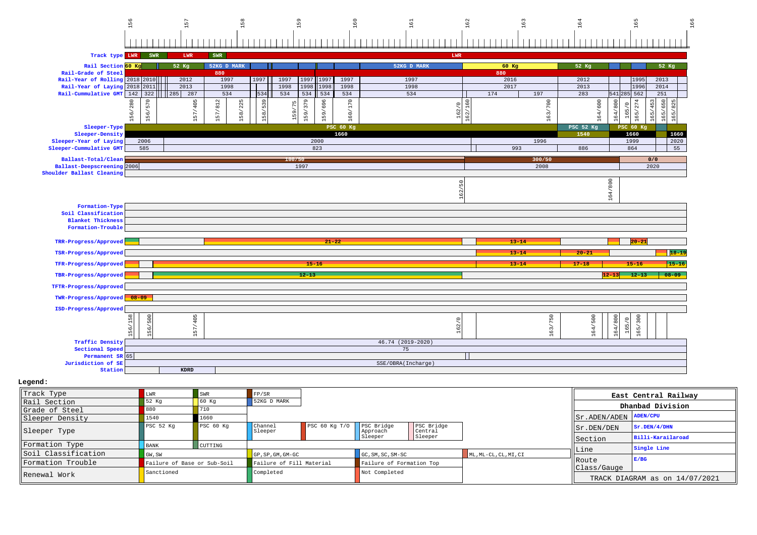156 157 158 159 160 161 162 163 164 165 166

| Row | Values |
|---|---|
| Track type | LWR, SWR, LWR, SWR, LWR |
| Rail Section | 60 Kg, 52 Kg, 52KG D MARK, 52KG D MARK, 60 Kg, 52 Kg, 52 Kg |
| Rail-Grade of Steel | 880, 880 |
| Rail-Year of Rolling | 2018, 2010, 2012, 1997, 1997, 1997, 1997, 1997, 1997, 1997, 2016, 2012, 1995, 2013 |
| Rail-Year of Laying | 2018, 2011, 2013, 1998, 1998, 1998, 1998, 1998, 1998, 2017, 2013, 1996, 2014 |
| Rail-Cummulative GMT | 142, 322, 285, 287, 534, 534, 534, 534, 534, 534, 534, 174, 197, 283, 541, 285, 562, 251 |
| Chainage | 156/280, 156/570, 157/405, 157/812, 158/225, 158/539, 159/75, 159/379, 159/696, 160/170, 162/0, 162/160, 163/700, 164/600, 164/800, 165/0, 165/274, 165/453, 165/650, 165/825 |
| Sleeper-Type | PSC 60 Kg, PSC 52 Kg, PSC 60 Kg |
| Sleeper-Density | 1660, 1540, 1660, 1660 |
| Sleeper-Year of Laying | 2006, 2000, 1996, 1999, 2020 |
| Sleeper-Cummulative GMT | 585, 823, 993, 886, 864, 55 |
| Ballast-Total/Clean | 100/50, 300/50, 0/0 |
| Ballast-Deepscreening | 2006, 1997, 2008, 2020 |
| Shoulder Ballast Cleaning | |
| Chainage | 162/50, 164/800 |
| Formation-Type | |
| Soil Classification | |
| Blanket Thickness | |
| Formation-Trouble | |
| TRR-Progress/Approved | 21-22, 13-14, 20-21 |
| TSR-Progress/Approved | 13-14, 20-21, 18-19 |
| TFR-Progress/Approved | 15-16, 13-14, 17-18, 15-16, 15-16 |
| TBR-Progress/Approved | 12-13, 12-13, 12-13, 08-09 |
| TFTR-Progress/Approved | |
| TWR-Progress/Approved | 08-09 |
| ISD-Progress/Approved | |
| Chainage | 156/158, 156/500, 157/405, 162/0, 163/750, 164/500, 164/800, 165/0, 165/300 |
| Traffic Density | 46.74 (2019-2020) |
| Sectional Speed | 75 |
| Permanent SR | 65 |
| Jurisdiction of SE | SSE/OBRA(Incharge) |
| Station | KDRD |

**Legend:**

| | | | | | | |
|---|---|---|---|---|---|---|
| Track Type | LWR | SWR | FP/SR | | | |
| Rail Section | 52 Kg | 60 Kg | 52KG D MARK | | | |
| Grade of Steel | 880 | 710 | | | | |
| Sleeper Density | 1540 | 1660 | | | | |
| Sleeper Type | PSC 52 Kg | PSC 60 Kg | Channel Sleeper | PSC 60 Kg T/O | PSC Bridge Approach Sleeper | PSC Bridge Central Sleeper |
| Formation Type | BANK | CUTTING | | | | |
| Soil Classification | GW, SW | | GP, SP, GM, GM-GC | | GC, SM, SC, SM-SC | ML, ML-CL, CL, MI, CI |
| Formation Trouble | Failure of Base or Sub-Soil | | Failure of Fill Material | | Failure of Formation Top | |
| Renewal Work | Sanctioned | | Completed | | Not Completed | |

| East Central Railway | |
|---|---|
| Dhanbad Division | |
| Sr.ADEN/ADEN | ADEN/CPU |
| Sr.DEN/DEN | Sr.DEN/4/DHN |
| Section | Billi-Karailaroad |
| Line | Single Line |
| Route Class/Gauge | E/BG |
| TRACK DIAGRAM as on 14/07/2021 | |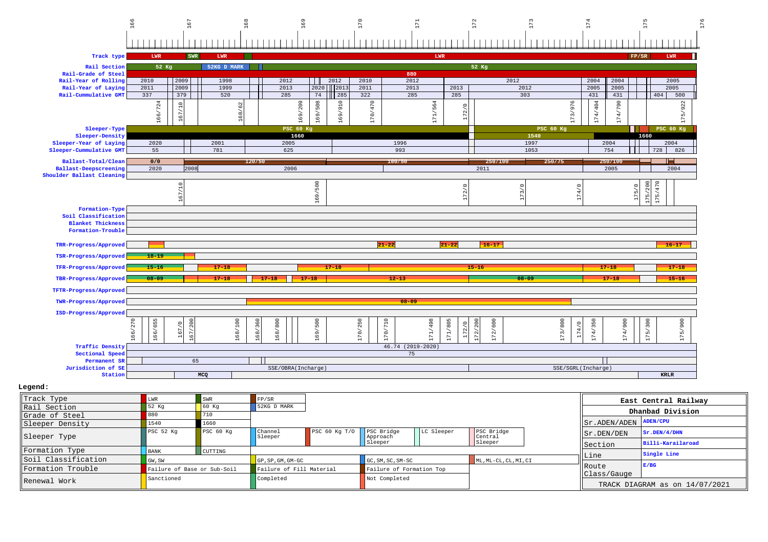166 167 168 169 170 171 172 173 174 175 176

Track type: LWR | SWR | LWR | LWR | FP/SR | LWR

Rail Section: 52 Kg | 52KG D MARK | 52 Kg

Rail-Grade of Steel: 880

Rail-Year of Rolling: 2010 | 2009 | 1998 | 2012 | 2012 | 2010 | 2012 | 2012 | 2004 | 2004 | 2005

Rail-Year of Laying: 2011 | 2009 | 1999 | 2013 | 2020 | 2013 | 2011 | 2013 | 2013 | 2012 | 2005 | 2005 | 2005

Rail-Cummulative GMT: 337 | 379 | 520 | 285 | 74 | 285 | 322 | 285 | 285 | 303 | 431 | 431 | 404 | 500

166/724 167/10 168/62 169/209 169/508 169/910 170/470 171/564 172/0 173/976 174/404 174/790 175/922

Sleeper-Type: PSC 60 Kg | PSC 60 Kg | PSC 60 Kg

Sleeper-Density: 1660 | 1540 | 1660

Sleeper-Year of Laying: 2020 | 2001 | 2005 | 1996 | 1997 | 2004 | 2004

Sleeper-Cummulative GMT: 55 | 781 | 625 | 993 | 1053 | 754 | 728 | 826

Ballast-Total/Clean: 0/0 | 120/50 | 100/50 | 250/100 | 250/75 | 250/100

Ballast-Deepscreening: 2020 | 2008 | 2006 | 2011 | 2005 | 2004

Shoulder Ballast Cleaning

167/10 169/500 172/0 173/0 174/0 175/0 175/200 175/470

Formation-Type

Soil Classification

Blanket Thickness

Formation-Trouble

TRR-Progress/Approved: 21-22 | 21-22 | 16-17 | 16-17

TSR-Progress/Approved: 18-19

TFR-Progress/Approved: 15-16 | 17-18 | 17-18 | 15-16 | 17-18 | 17-18

TBR-Progress/Approved: 08-09 | 17-18 | 17-18 | 17-18 | 12-13 | 08-09 | 17-18 | 15-16

TFTR-Progress/Approved

TWR-Progress/Approved: 08-09

ISD-Progress/Approved

166/270 166/655 167/0 167/200 168/100 168/360 168/800 169/500 170/250 170/710 171/498 171/805 172/0 172/200 172/600 173/800 174/0 174/350 174/900 175/300 175/900

Traffic Density: 46.74 (2019-2020)

Sectional Speed: 75

Permanent SR: 65

Jurisdiction of SE: SSE/OBRA(Incharge) | SSE/SGRL(Incharge)

Station: MCQ | KRLR

**Legend:**

| | | | | | | | |
|---|---|---|---|---|---|---|---|
| Track Type | LWR | SWR | FP/SR | | | | |
| Rail Section | 52 Kg | 60 Kg | 52KG D MARK | | | | |
| Grade of Steel | 880 | 710 | | | | | |
| Sleeper Density | 1540 | 1660 | | | | | |
| Sleeper Type | PSC 52 Kg | PSC 60 Kg | Channel Sleeper | PSC 60 Kg T/O | PSC Bridge Approach Sleeper | LC Sleeper | PSC Bridge Central Sleeper |
| Formation Type | BANK | CUTTING | | | | | |
| Soil Classification | GW, SW | | GP, SP, GM, GM-GC | | GC, SM, SC, SM-SC | | ML, ML-CL, CL, MI, CI |
| Formation Trouble | Failure of Base or Sub-Soil | | Failure of Fill Material | | Failure of Formation Top | | |
| Renewal Work | Sanctioned | | Completed | | Not Completed | | |

| East Central Railway | |
|---|---|
| Dhanbad Division | |
| Sr.ADEN/ADEN | ADEN/CPU |
| Sr.DEN/DEN | Sr.DEN/4/DHN |
| Section | Billi-Karailaroad |
| Line | Single Line |
| Route Class/Gauge | E/BG |
| TRACK DIAGRAM as on 14/07/2021 | |